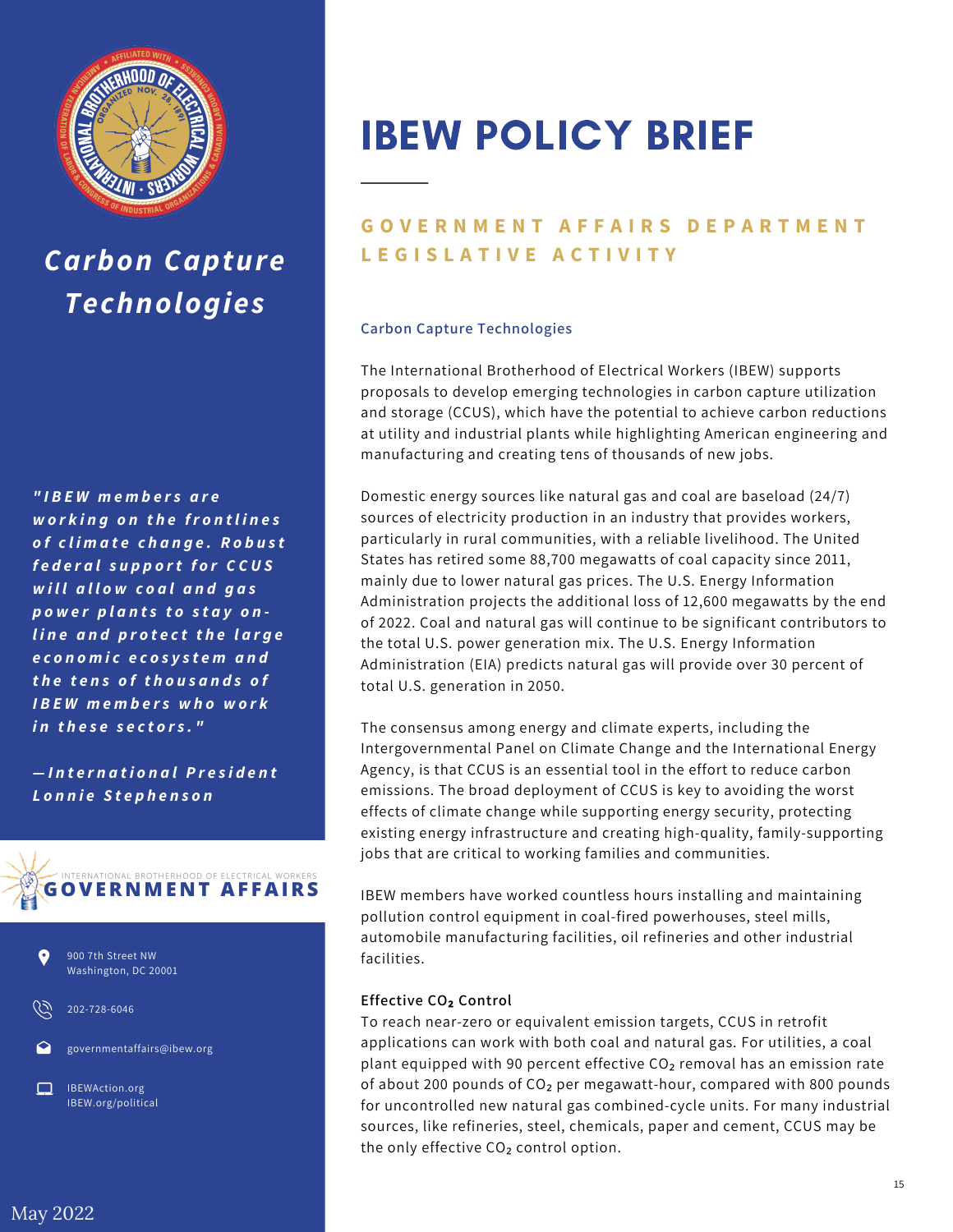# IBEW POLICY BRIEF

## GOVERNMENT AFFAIRS DEPARTMENT LEGISLATIVE ACTIVITY

## *Carbon Capture Technologies*

***"IBEW members are working on the frontlines of climate change. Robust federal support for CCUS will allow coal and gas power plants to stay on-line and protect the large economic ecosystem and the tens of thousands of IBEW members who work in these sectors."***

***—International President Lonnie Stephenson***

INTERNATIONAL BROTHERHOOD OF ELECTRICAL WORKERS
**GOVERNMENT AFFAIRS**

900 7th Street NW
Washington, DC 20001

202-728-6046

governmentaffairs@ibew.org

IBEWAction.org
IBEW.org/political

May 2022

### Carbon Capture Technologies

The International Brotherhood of Electrical Workers (IBEW) supports proposals to develop emerging technologies in carbon capture utilization and storage (CCUS), which have the potential to achieve carbon reductions at utility and industrial plants while highlighting American engineering and manufacturing and creating tens of thousands of new jobs.

Domestic energy sources like natural gas and coal are baseload (24/7) sources of electricity production in an industry that provides workers, particularly in rural communities, with a reliable livelihood. The United States has retired some 88,700 megawatts of coal capacity since 2011, mainly due to lower natural gas prices. The U.S. Energy Information Administration projects the additional loss of 12,600 megawatts by the end of 2022. Coal and natural gas will continue to be significant contributors to the total U.S. power generation mix. The U.S. Energy Information Administration (EIA) predicts natural gas will provide over 30 percent of total U.S. generation in 2050.

The consensus among energy and climate experts, including the Intergovernmental Panel on Climate Change and the International Energy Agency, is that CCUS is an essential tool in the effort to reduce carbon emissions. The broad deployment of CCUS is key to avoiding the worst effects of climate change while supporting energy security, protecting existing energy infrastructure and creating high-quality, family-supporting jobs that are critical to working families and communities.

IBEW members have worked countless hours installing and maintaining pollution control equipment in coal-fired powerhouses, steel mills, automobile manufacturing facilities, oil refineries and other industrial facilities.

**Effective $CO_2$ Control**

To reach near-zero or equivalent emission targets, CCUS in retrofit applications can work with both coal and natural gas. For utilities, a coal plant equipped with 90 percent effective $CO_2$ removal has an emission rate of about 200 pounds of $CO_2$ per megawatt-hour, compared with 800 pounds for uncontrolled new natural gas combined-cycle units. For many industrial sources, like refineries, steel, chemicals, paper and cement, CCUS may be the only effective $CO_2$ control option.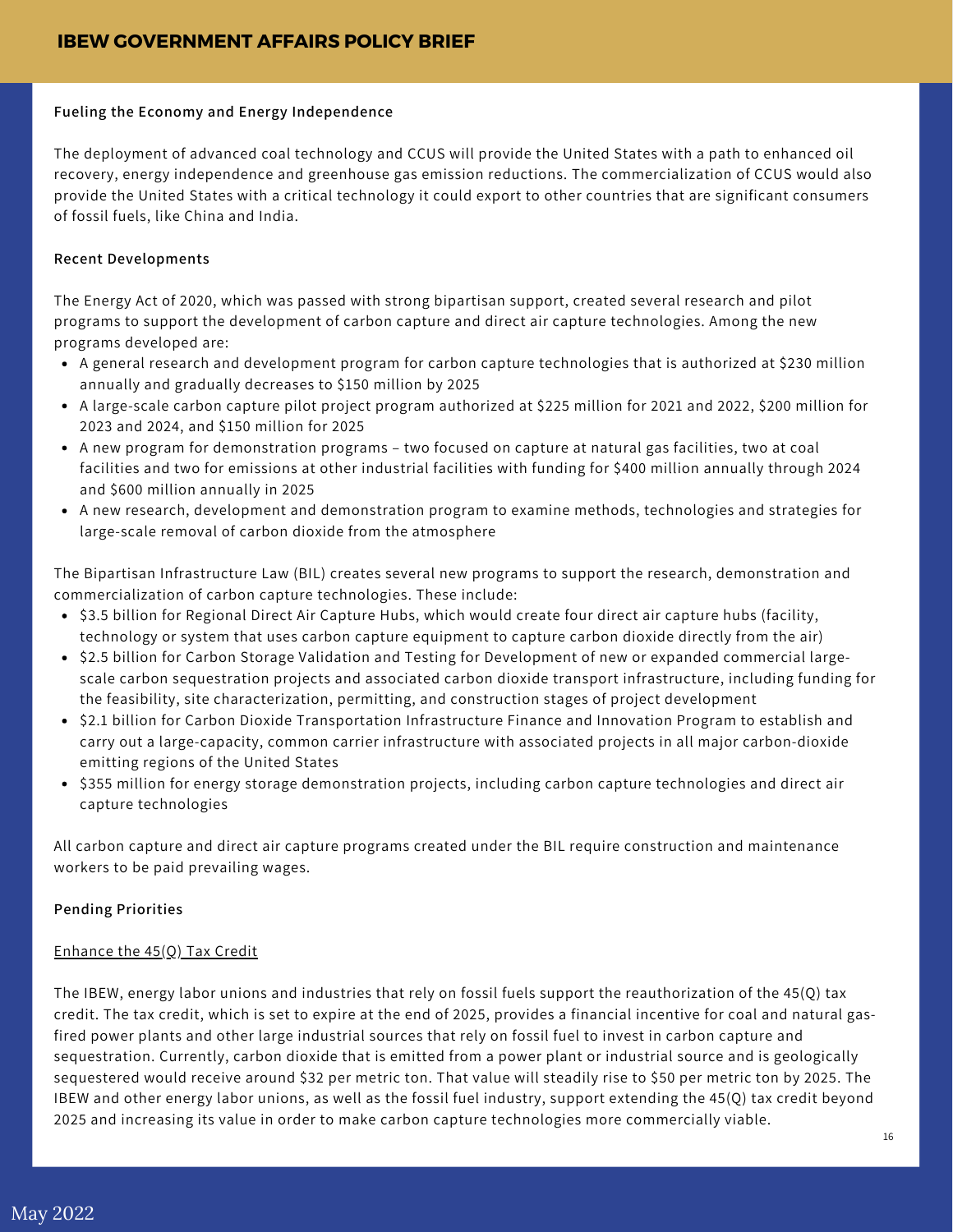### Fueling the Economy and Energy Independence

The deployment of advanced coal technology and CCUS will provide the United States with a path to enhanced oil recovery, energy independence and greenhouse gas emission reductions. The commercialization of CCUS would also provide the United States with a critical technology it could export to other countries that are significant consumers of fossil fuels, like China and India.

### Recent Developments

The Energy Act of 2020, which was passed with strong bipartisan support, created several research and pilot programs to support the development of carbon capture and direct air capture technologies. Among the new programs developed are:

- A general research and development program for carbon capture technologies that is authorized at $230 million annually and gradually decreases to $150 million by 2025
- A large-scale carbon capture pilot project program authorized at $225 million for 2021 and 2022, $200 million for 2023 and 2024, and $150 million for 2025
- A new program for demonstration programs – two focused on capture at natural gas facilities, two at coal facilities and two for emissions at other industrial facilities with funding for $400 million annually through 2024 and $600 million annually in 2025
- A new research, development and demonstration program to examine methods, technologies and strategies for large-scale removal of carbon dioxide from the atmosphere

The Bipartisan Infrastructure Law (BIL) creates several new programs to support the research, demonstration and commercialization of carbon capture technologies. These include:

- $3.5 billion for Regional Direct Air Capture Hubs, which would create four direct air capture hubs (facility, technology or system that uses carbon capture equipment to capture carbon dioxide directly from the air)
- $2.5 billion for Carbon Storage Validation and Testing for Development of new or expanded commercial large-scale carbon sequestration projects and associated carbon dioxide transport infrastructure, including funding for the feasibility, site characterization, permitting, and construction stages of project development
- $2.1 billion for Carbon Dioxide Transportation Infrastructure Finance and Innovation Program to establish and carry out a large-capacity, common carrier infrastructure with associated projects in all major carbon-dioxide emitting regions of the United States
- $355 million for energy storage demonstration projects, including carbon capture technologies and direct air capture technologies

All carbon capture and direct air capture programs created under the BIL require construction and maintenance workers to be paid prevailing wages.

### Pending Priorities

#### Enhance the 45(Q) Tax Credit

The IBEW, energy labor unions and industries that rely on fossil fuels support the reauthorization of the 45(Q) tax credit. The tax credit, which is set to expire at the end of 2025, provides a financial incentive for coal and natural gas-fired power plants and other large industrial sources that rely on fossil fuel to invest in carbon capture and sequestration. Currently, carbon dioxide that is emitted from a power plant or industrial source and is geologically sequestered would receive around $32 per metric ton. That value will steadily rise to $50 per metric ton by 2025. The IBEW and other energy labor unions, as well as the fossil fuel industry, support extending the 45(Q) tax credit beyond 2025 and increasing its value in order to make carbon capture technologies more commercially viable.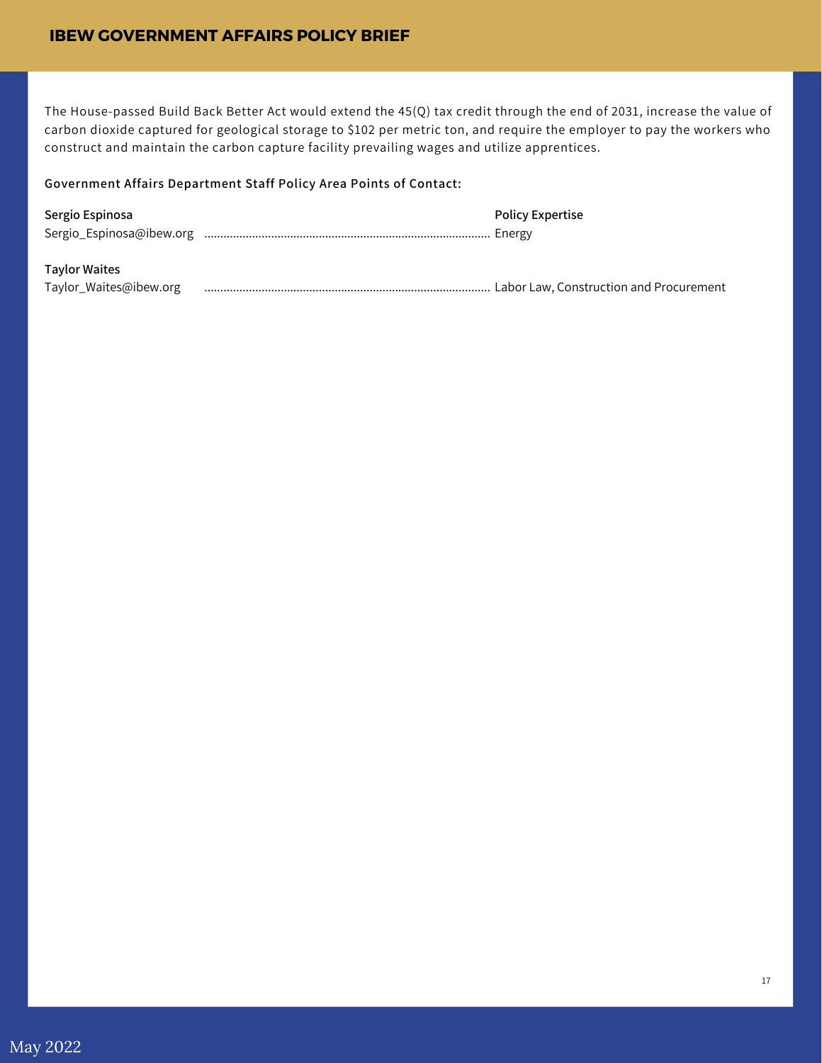The House-passed Build Back Better Act would extend the 45(Q) tax credit through the end of 2031, increase the value of carbon dioxide captured for geological storage to $102 per metric ton, and require the employer to pay the workers who construct and maintain the carbon capture facility prevailing wages and utilize apprentices.

**Government Affairs Department Staff Policy Area Points of Contact:**

| | |
|---|---|
| **Sergio Espinosa** | **Policy Expertise** |
| Sergio_Espinosa@ibew.org | Energy |
| **Taylor Waites** | |
| Taylor_Waites@ibew.org | Labor Law, Construction and Procurement |